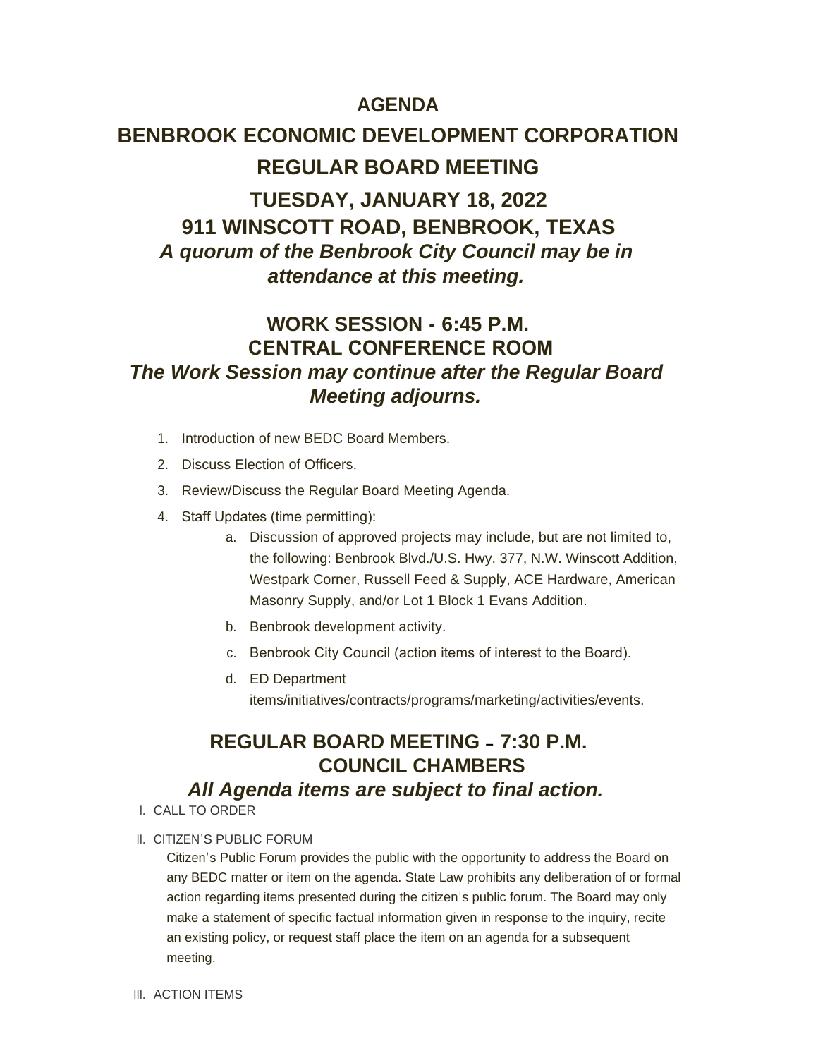# AGENDA

# BENBROOK ECONOMIC DEVELOPMENT CORPORATION

# REGULAR BOARD MEETING

## TUESDAY, JANUARY 18, 2022

## 911 WINSCOTT ROAD, BENBROOK, TEXAS

***A quorum of the Benbrook City Council may be in attendance at this meeting.***

## WORK SESSION - 6:45 P.M.
## CENTRAL CONFERENCE ROOM

***The Work Session may continue after the Regular Board Meeting adjourns.***

1. Introduction of new BEDC Board Members.
2. Discuss Election of Officers.
3. Review/Discuss the Regular Board Meeting Agenda.
4. Staff Updates (time permitting):
   a. Discussion of approved projects may include, but are not limited to, the following: Benbrook Blvd./U.S. Hwy. 377, N.W. Winscott Addition, Westpark Corner, Russell Feed & Supply, ACE Hardware, American Masonry Supply, and/or Lot 1 Block 1 Evans Addition.
   b. Benbrook development activity.
   c. Benbrook City Council (action items of interest to the Board).
   d. ED Department items/initiatives/contracts/programs/marketing/activities/events.

## REGULAR BOARD MEETING – 7:30 P.M.
## COUNCIL CHAMBERS

***All Agenda items are subject to final action.***

I. CALL TO ORDER

II. CITIZEN'S PUBLIC FORUM

Citizen's Public Forum provides the public with the opportunity to address the Board on any BEDC matter or item on the agenda. State Law prohibits any deliberation of or formal action regarding items presented during the citizen's public forum. The Board may only make a statement of specific factual information given in response to the inquiry, recite an existing policy, or request staff place the item on an agenda for a subsequent meeting.

III. ACTION ITEMS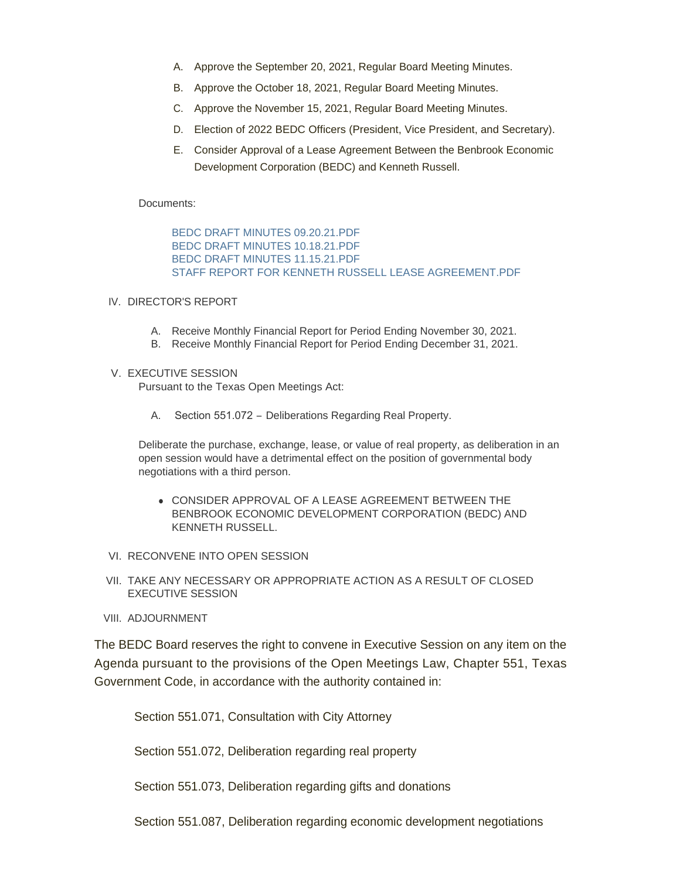A. Approve the September 20, 2021, Regular Board Meeting Minutes.

B. Approve the October 18, 2021, Regular Board Meeting Minutes.

C. Approve the November 15, 2021, Regular Board Meeting Minutes.

D. Election of 2022 BEDC Officers (President, Vice President, and Secretary).

E. Consider Approval of a Lease Agreement Between the Benbrook Economic Development Corporation (BEDC) and Kenneth Russell.

Documents:

BEDC DRAFT MINUTES 09.20.21.PDF
BEDC DRAFT MINUTES 10.18.21.PDF
BEDC DRAFT MINUTES 11.15.21.PDF
STAFF REPORT FOR KENNETH RUSSELL LEASE AGREEMENT.PDF

IV. DIRECTOR'S REPORT

A. Receive Monthly Financial Report for Period Ending November 30, 2021.
B. Receive Monthly Financial Report for Period Ending December 31, 2021.

V. EXECUTIVE SESSION

Pursuant to the Texas Open Meetings Act:

A. Section 551.072 – Deliberations Regarding Real Property.

Deliberate the purchase, exchange, lease, or value of real property, as deliberation in an open session would have a detrimental effect on the position of governmental body negotiations with a third person.

- CONSIDER APPROVAL OF A LEASE AGREEMENT BETWEEN THE BENBROOK ECONOMIC DEVELOPMENT CORPORATION (BEDC) AND KENNETH RUSSELL.

VI. RECONVENE INTO OPEN SESSION

VII. TAKE ANY NECESSARY OR APPROPRIATE ACTION AS A RESULT OF CLOSED EXECUTIVE SESSION

VIII. ADJOURNMENT

The BEDC Board reserves the right to convene in Executive Session on any item on the Agenda pursuant to the provisions of the Open Meetings Law, Chapter 551, Texas Government Code, in accordance with the authority contained in:

Section 551.071, Consultation with City Attorney

Section 551.072, Deliberation regarding real property

Section 551.073, Deliberation regarding gifts and donations

Section 551.087, Deliberation regarding economic development negotiations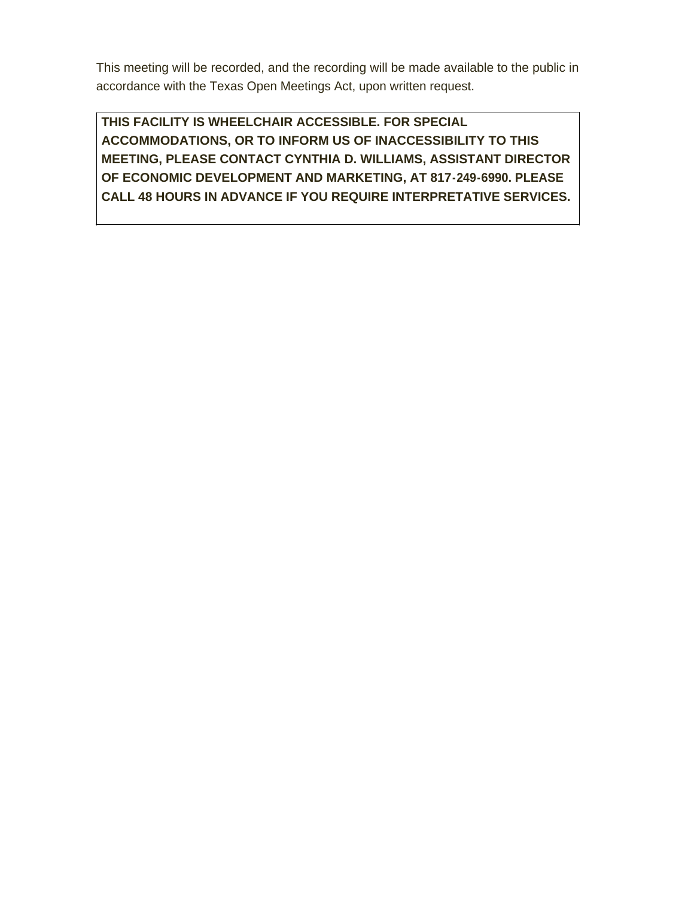This meeting will be recorded, and the recording will be made available to the public in accordance with the Texas Open Meetings Act, upon written request.

**THIS FACILITY IS WHEELCHAIR ACCESSIBLE. FOR SPECIAL ACCOMMODATIONS, OR TO INFORM US OF INACCESSIBILITY TO THIS MEETING, PLEASE CONTACT CYNTHIA D. WILLIAMS, ASSISTANT DIRECTOR OF ECONOMIC DEVELOPMENT AND MARKETING, AT 817-249-6990. PLEASE CALL 48 HOURS IN ADVANCE IF YOU REQUIRE INTERPRETATIVE SERVICES.**